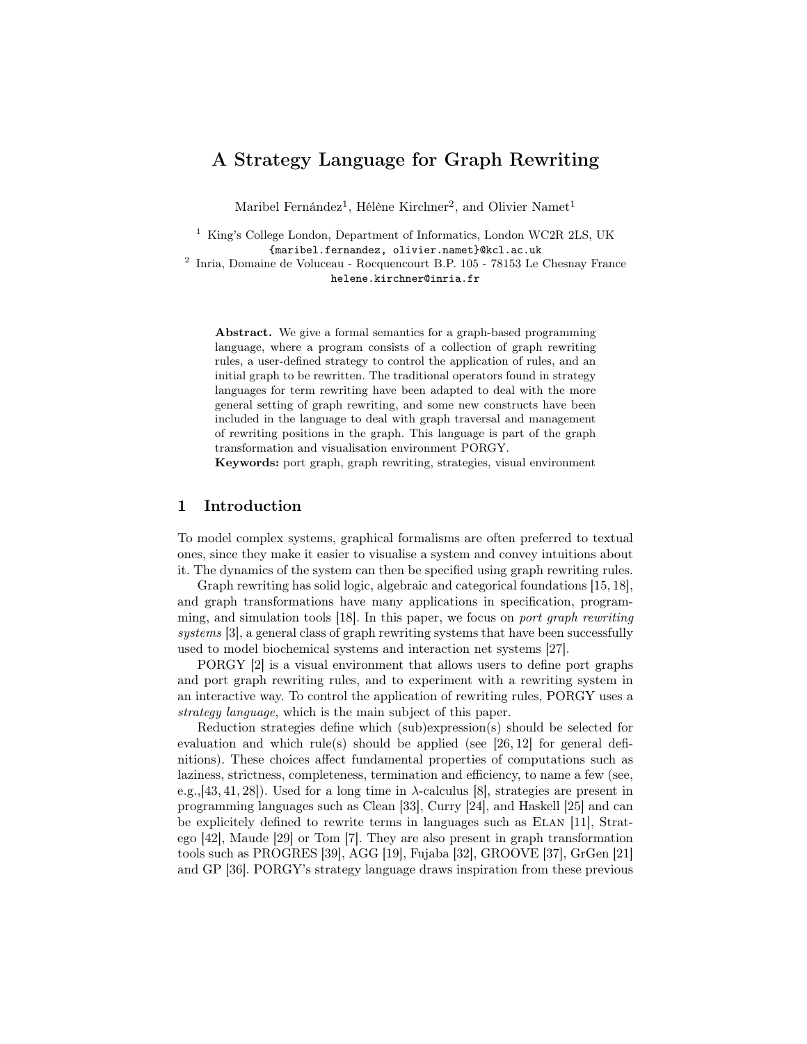# A Strategy Language for Graph Rewriting

Maribel Fernández[1], Hélène Kirchner[2], and Olivier Namet[1]

[1] King's College London, Department of Informatics, London WC2R 2LS, UK
{maribel.fernandez, olivier.namet}@kcl.ac.uk

[2] Inria, Domaine de Voluceau - Rocquencourt B.P. 105 - 78153 Le Chesnay France
helene.kirchner@inria.fr

**Abstract.** We give a formal semantics for a graph-based programming language, where a program consists of a collection of graph rewriting rules, a user-defined strategy to control the application of rules, and an initial graph to be rewritten. The traditional operators found in strategy languages for term rewriting have been adapted to deal with the more general setting of graph rewriting, and some new constructs have been included in the language to deal with graph traversal and management of rewriting positions in the graph. This language is part of the graph transformation and visualisation environment PORGY.

**Keywords:** port graph, graph rewriting, strategies, visual environment

## 1 Introduction

To model complex systems, graphical formalisms are often preferred to textual ones, since they make it easier to visualise a system and convey intuitions about it. The dynamics of the system can then be specified using graph rewriting rules.

Graph rewriting has solid logic, algebraic and categorical foundations [15, 18], and graph transformations have many applications in specification, programming, and simulation tools [18]. In this paper, we focus on *port graph rewriting systems* [3], a general class of graph rewriting systems that have been successfully used to model biochemical systems and interaction net systems [27].

PORGY [2] is a visual environment that allows users to define port graphs and port graph rewriting rules, and to experiment with a rewriting system in an interactive way. To control the application of rewriting rules, PORGY uses a *strategy language*, which is the main subject of this paper.

Reduction strategies define which (sub)expression(s) should be selected for evaluation and which rule(s) should be applied (see [26, 12] for general definitions). These choices affect fundamental properties of computations such as laziness, strictness, completeness, termination and efficiency, to name a few (see, e.g.,[43, 41, 28]). Used for a long time in $\lambda$-calculus [8], strategies are present in programming languages such as Clean [33], Curry [24], and Haskell [25] and can be explicitely defined to rewrite terms in languages such as Elan [11], Stratego [42], Maude [29] or Tom [7]. They are also present in graph transformation tools such as PROGRES [39], AGG [19], Fujaba [32], GROOVE [37], GrGen [21] and GP [36]. PORGY's strategy language draws inspiration from these previous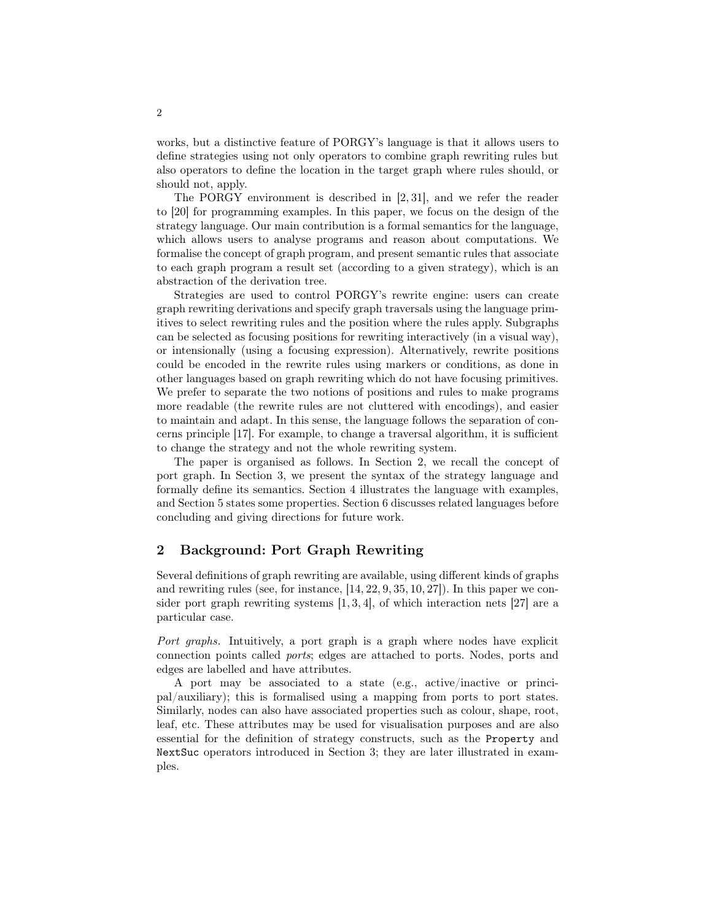works, but a distinctive feature of PORGY's language is that it allows users to define strategies using not only operators to combine graph rewriting rules but also operators to define the location in the target graph where rules should, or should not, apply.

The PORGY environment is described in [2, 31], and we refer the reader to [20] for programming examples. In this paper, we focus on the design of the strategy language. Our main contribution is a formal semantics for the language, which allows users to analyse programs and reason about computations. We formalise the concept of graph program, and present semantic rules that associate to each graph program a result set (according to a given strategy), which is an abstraction of the derivation tree.

Strategies are used to control PORGY's rewrite engine: users can create graph rewriting derivations and specify graph traversals using the language primitives to select rewriting rules and the position where the rules apply. Subgraphs can be selected as focusing positions for rewriting interactively (in a visual way), or intensionally (using a focusing expression). Alternatively, rewrite positions could be encoded in the rewrite rules using markers or conditions, as done in other languages based on graph rewriting which do not have focusing primitives. We prefer to separate the two notions of positions and rules to make programs more readable (the rewrite rules are not cluttered with encodings), and easier to maintain and adapt. In this sense, the language follows the separation of concerns principle [17]. For example, to change a traversal algorithm, it is sufficient to change the strategy and not the whole rewriting system.

The paper is organised as follows. In Section 2, we recall the concept of port graph. In Section 3, we present the syntax of the strategy language and formally define its semantics. Section 4 illustrates the language with examples, and Section 5 states some properties. Section 6 discusses related languages before concluding and giving directions for future work.

## 2 Background: Port Graph Rewriting

Several definitions of graph rewriting are available, using different kinds of graphs and rewriting rules (see, for instance, [14, 22, 9, 35, 10, 27]). In this paper we consider port graph rewriting systems [1, 3, 4], of which interaction nets [27] are a particular case.

*Port graphs.* Intuitively, a port graph is a graph where nodes have explicit connection points called *ports*; edges are attached to ports. Nodes, ports and edges are labelled and have attributes.

A port may be associated to a state (e.g., active/inactive or principal/auxiliary); this is formalised using a mapping from ports to port states. Similarly, nodes can also have associated properties such as colour, shape, root, leaf, etc. These attributes may be used for visualisation purposes and are also essential for the definition of strategy constructs, such as the `Property` and `NextSuc` operators introduced in Section 3; they are later illustrated in examples.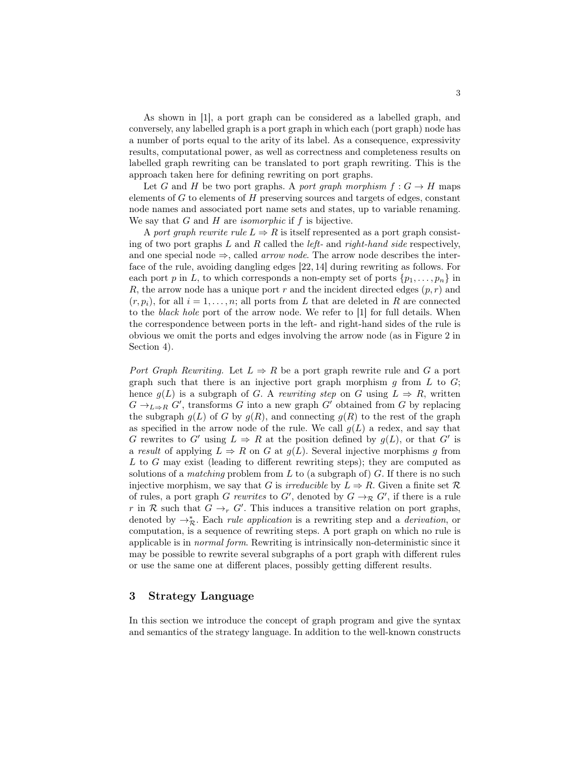As shown in [1], a port graph can be considered as a labelled graph, and conversely, any labelled graph is a port graph in which each (port graph) node has a number of ports equal to the arity of its label. As a consequence, expressivity results, computational power, as well as correctness and completeness results on labelled graph rewriting can be translated to port graph rewriting. This is the approach taken here for defining rewriting on port graphs.

Let $G$ and $H$ be two port graphs. A *port graph morphism* $f : G \to H$ maps elements of $G$ to elements of $H$ preserving sources and targets of edges, constant node names and associated port name sets and states, up to variable renaming. We say that $G$ and $H$ are *isomorphic* if $f$ is bijective.

A *port graph rewrite rule* $L \Rightarrow R$ is itself represented as a port graph consisting of two port graphs $L$ and $R$ called the *left-* and *right-hand side* respectively, and one special node $\Rightarrow$, called *arrow node*. The arrow node describes the interface of the rule, avoiding dangling edges [22, 14] during rewriting as follows. For each port $p$ in $L$, to which corresponds a non-empty set of ports $\{p_1, \ldots, p_n\}$ in $R$, the arrow node has a unique port $r$ and the incident directed edges $(p, r)$ and $(r, p_i)$, for all $i = 1, \ldots, n$; all ports from $L$ that are deleted in $R$ are connected to the *black hole* port of the arrow node. We refer to [1] for full details. When the correspondence between ports in the left- and right-hand sides of the rule is obvious we omit the ports and edges involving the arrow node (as in Figure 2 in Section 4).

*Port Graph Rewriting.* Let $L \Rightarrow R$ be a port graph rewrite rule and $G$ a port graph such that there is an injective port graph morphism $g$ from $L$ to $G$; hence $g(L)$ is a subgraph of $G$. A *rewriting step* on $G$ using $L \Rightarrow R$, written $G \to_{L \Rightarrow R} G'$, transforms $G$ into a new graph $G'$ obtained from $G$ by replacing the subgraph $g(L)$ of $G$ by $g(R)$, and connecting $g(R)$ to the rest of the graph as specified in the arrow node of the rule. We call $g(L)$ a redex, and say that $G$ rewrites to $G'$ using $L \Rightarrow R$ at the position defined by $g(L)$, or that $G'$ is a *result* of applying $L \Rightarrow R$ on $G$ at $g(L)$. Several injective morphisms $g$ from $L$ to $G$ may exist (leading to different rewriting steps); they are computed as solutions of a *matching* problem from $L$ to (a subgraph of) $G$. If there is no such injective morphism, we say that $G$ is *irreducible* by $L \Rightarrow R$. Given a finite set $\mathcal{R}$ of rules, a port graph $G$ *rewrites* to $G'$, denoted by $G \to_{\mathcal{R}} G'$, if there is a rule $r$ in $\mathcal{R}$ such that $G \to_r G'$. This induces a transitive relation on port graphs, denoted by $\to^*_{\mathcal{R}}$. Each *rule application* is a rewriting step and a *derivation*, or computation, is a sequence of rewriting steps. A port graph on which no rule is applicable is in *normal form*. Rewriting is intrinsically non-deterministic since it may be possible to rewrite several subgraphs of a port graph with different rules or use the same one at different places, possibly getting different results.

## 3 Strategy Language

In this section we introduce the concept of graph program and give the syntax and semantics of the strategy language. In addition to the well-known constructs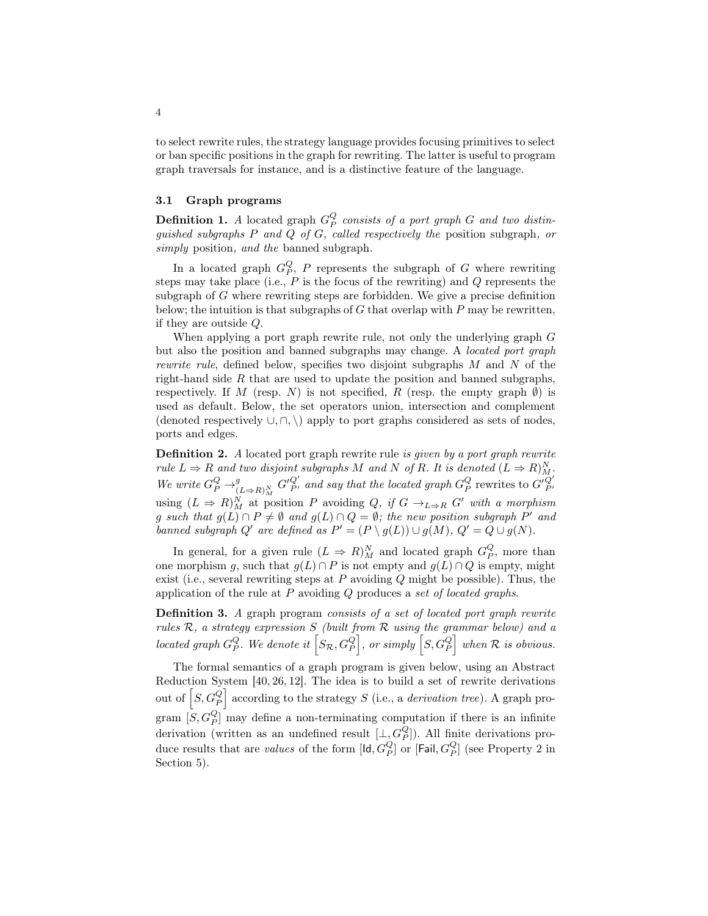to select rewrite rules, the strategy language provides focusing primitives to select or ban specific positions in the graph for rewriting. The latter is useful to program graph traversals for instance, and is a distinctive feature of the language.

### 3.1 Graph programs

**Definition 1.** *A* located graph $G_P^Q$ *consists of a port graph* $G$ *and two distinguished subgraphs* $P$ *and* $Q$ *of* $G$*, called respectively the* position subgraph*, or simply* position*, and the* banned subgraph*.*

In a located graph $G_P^Q$, $P$ represents the subgraph of $G$ where rewriting steps may take place (i.e., $P$ is the focus of the rewriting) and $Q$ represents the subgraph of $G$ where rewriting steps are forbidden. We give a precise definition below; the intuition is that subgraphs of $G$ that overlap with $P$ may be rewritten, if they are outside $Q$.

When applying a port graph rewrite rule, not only the underlying graph $G$ but also the position and banned subgraphs may change. A *located port graph rewrite rule*, defined below, specifies two disjoint subgraphs $M$ and $N$ of the right-hand side $R$ that are used to update the position and banned subgraphs, respectively. If $M$ (resp. $N$) is not specified, $R$ (resp. the empty graph $\emptyset$) is used as default. Below, the set operators union, intersection and complement (denoted respectively $\cup, \cap, \setminus$) apply to port graphs considered as sets of nodes, ports and edges.

**Definition 2.** *A* located port graph rewrite rule *is given by a port graph rewrite rule* $L \Rightarrow R$ *and two disjoint subgraphs* $M$ *and* $N$ *of* $R$*. It is denoted* $(L \Rightarrow R)_M^N$*. We write* $G_P^Q \rightarrow^g_{(L\Rightarrow R)_M^N} G'^{Q'}_{P'}$ *and say that the located graph* $G_P^Q$ rewrites to $G'^{Q'}_{P'}$ using $(L \Rightarrow R)_M^N$ *at position* $P$ *avoiding* $Q$*, if* $G \rightarrow_{L\Rightarrow R} G'$ *with a morphism* $g$ *such that* $g(L) \cap P \neq \emptyset$ *and* $g(L) \cap Q = \emptyset$*; the new position subgraph* $P'$ *and banned subgraph* $Q'$ *are defined as* $P' = (P \setminus g(L)) \cup g(M)$*,* $Q' = Q \cup g(N)$*.*

In general, for a given rule $(L \Rightarrow R)_M^N$ and located graph $G_P^Q$, more than one morphism $g$, such that $g(L) \cap P$ is not empty and $g(L) \cap Q$ is empty, might exist (i.e., several rewriting steps at $P$ avoiding $Q$ might be possible). Thus, the application of the rule at $P$ avoiding $Q$ produces a *set of located graphs*.

**Definition 3.** *A* graph program *consists of a set of located port graph rewrite rules* $\mathcal{R}$*, a strategy expression* $S$ *(built from* $\mathcal{R}$ *using the grammar below) and a located graph* $G_P^Q$*. We denote it* $\left[S_{\mathcal{R}}, G_P^Q\right]$*, or simply* $\left[S, G_P^Q\right]$ *when* $\mathcal{R}$ *is obvious.*

The formal semantics of a graph program is given below, using an Abstract Reduction System [40, 26, 12]. The idea is to build a set of rewrite derivations out of $\left[S, G_P^Q\right]$ according to the strategy $S$ (i.e., a *derivation tree*). A graph program $[S, G_P^Q]$ may define a non-terminating computation if there is an infinite derivation (written as an undefined result $[\bot, G_P^Q]$). All finite derivations produce results that are *values* of the form $[\mathsf{Id}, G_P^Q]$ or $[\mathsf{Fail}, G_P^Q]$ (see Property 2 in Section 5).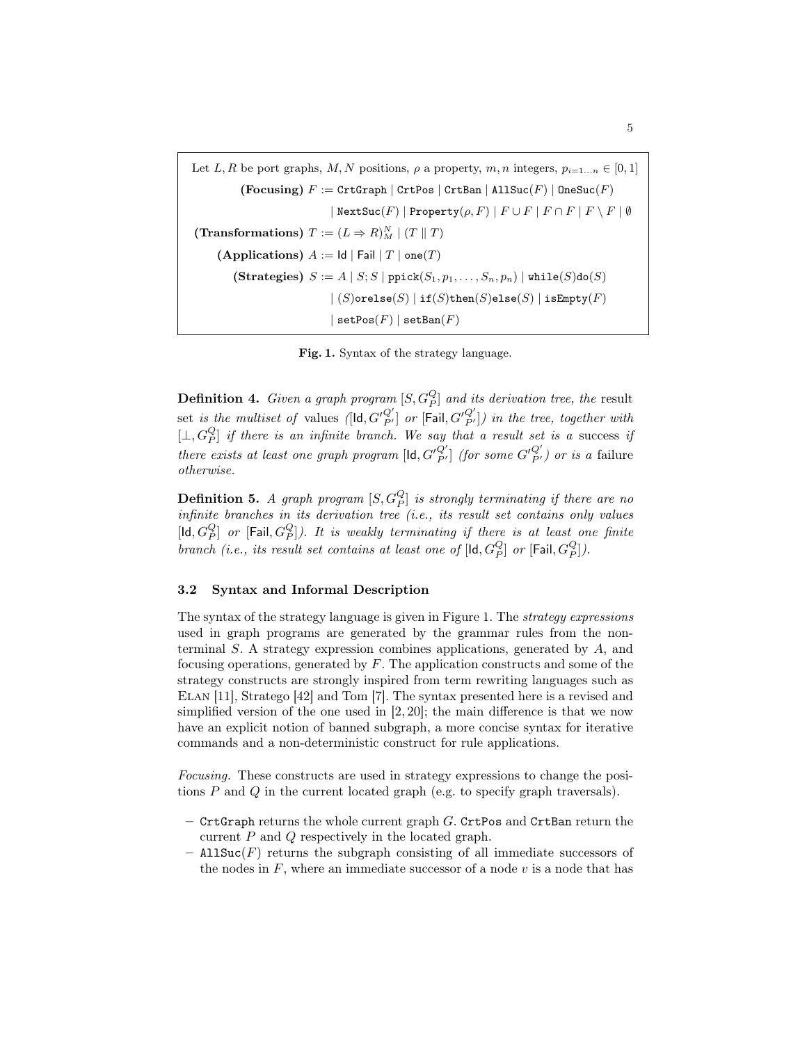Let $L, R$ be port graphs, $M, N$ positions, $\rho$ a property, $m, n$ integers, $p_{i=1\ldots n} \in [0,1]$

$$
\begin{aligned}
\textbf{(Focusing)}\ F &:= \texttt{CrtGraph} \mid \texttt{CrtPos} \mid \texttt{CrtBan} \mid \texttt{AllSuc}(F) \mid \texttt{OneSuc}(F) \\
&\mid \texttt{NextSuc}(F) \mid \texttt{Property}(\rho, F) \mid F \cup F \mid F \cap F \mid F \setminus F \mid \emptyset \\
\textbf{(Transformations)}\ T &:= (L \Rightarrow R)_M^N \mid (T \parallel T) \\
\textbf{(Applications)}\ A &:= \mathsf{Id} \mid \mathsf{Fail} \mid T \mid \texttt{one}(T) \\
\textbf{(Strategies)}\ S &:= A \mid S;S \mid \texttt{ppick}(S_1, p_1, \ldots, S_n, p_n) \mid \texttt{while}(S)\texttt{do}(S) \\
&\mid (S)\texttt{orelse}(S) \mid \texttt{if}(S)\texttt{then}(S)\texttt{else}(S) \mid \texttt{isEmpty}(F) \\
&\mid \texttt{setPos}(F) \mid \texttt{setBan}(F)
\end{aligned}
$$

**Fig. 1.** Syntax of the strategy language.

**Definition 4.** *Given a graph program $[S, G_P^Q]$ and its derivation tree, the* result set *is the multiset of* values *($[\mathsf{Id}, G'^{Q'}_{P'}]$ or $[\mathsf{Fail}, G'^{Q'}_{P'}]$) in the tree, together with $[\bot, G_P^Q]$ if there is an infinite branch. We say that a result set is a* success *if there exists at least one graph program $[\mathsf{Id}, G'^{Q'}_{P'}]$ (for some $G'^{Q'}_{P'}$) or is a* failure *otherwise.*

**Definition 5.** *A graph program $[S, G_P^Q]$ is strongly terminating if there are no infinite branches in its derivation tree (i.e., its result set contains only values $[\mathsf{Id}, G_P^Q]$ or $[\mathsf{Fail}, G_P^Q]$). It is weakly terminating if there is at least one finite branch (i.e., its result set contains at least one of $[\mathsf{Id}, G_P^Q]$ or $[\mathsf{Fail}, G_P^Q]$).*

### 3.2 Syntax and Informal Description

The syntax of the strategy language is given in Figure 1. The *strategy expressions* used in graph programs are generated by the grammar rules from the non-terminal $S$. A strategy expression combines applications, generated by $A$, and focusing operations, generated by $F$. The application constructs and some of the strategy constructs are strongly inspired from term rewriting languages such as Elan [11], Stratego [42] and Tom [7]. The syntax presented here is a revised and simplified version of the one used in [2, 20]; the main difference is that we now have an explicit notion of banned subgraph, a more concise syntax for iterative commands and a non-deterministic construct for rule applications.

*Focusing.* These constructs are used in strategy expressions to change the positions $P$ and $Q$ in the current located graph (e.g. to specify graph traversals).

- `CrtGraph` returns the whole current graph $G$. `CrtPos` and `CrtBan` return the current $P$ and $Q$ respectively in the located graph.
- `AllSuc`($F$) returns the subgraph consisting of all immediate successors of the nodes in $F$, where an immediate successor of a node $v$ is a node that has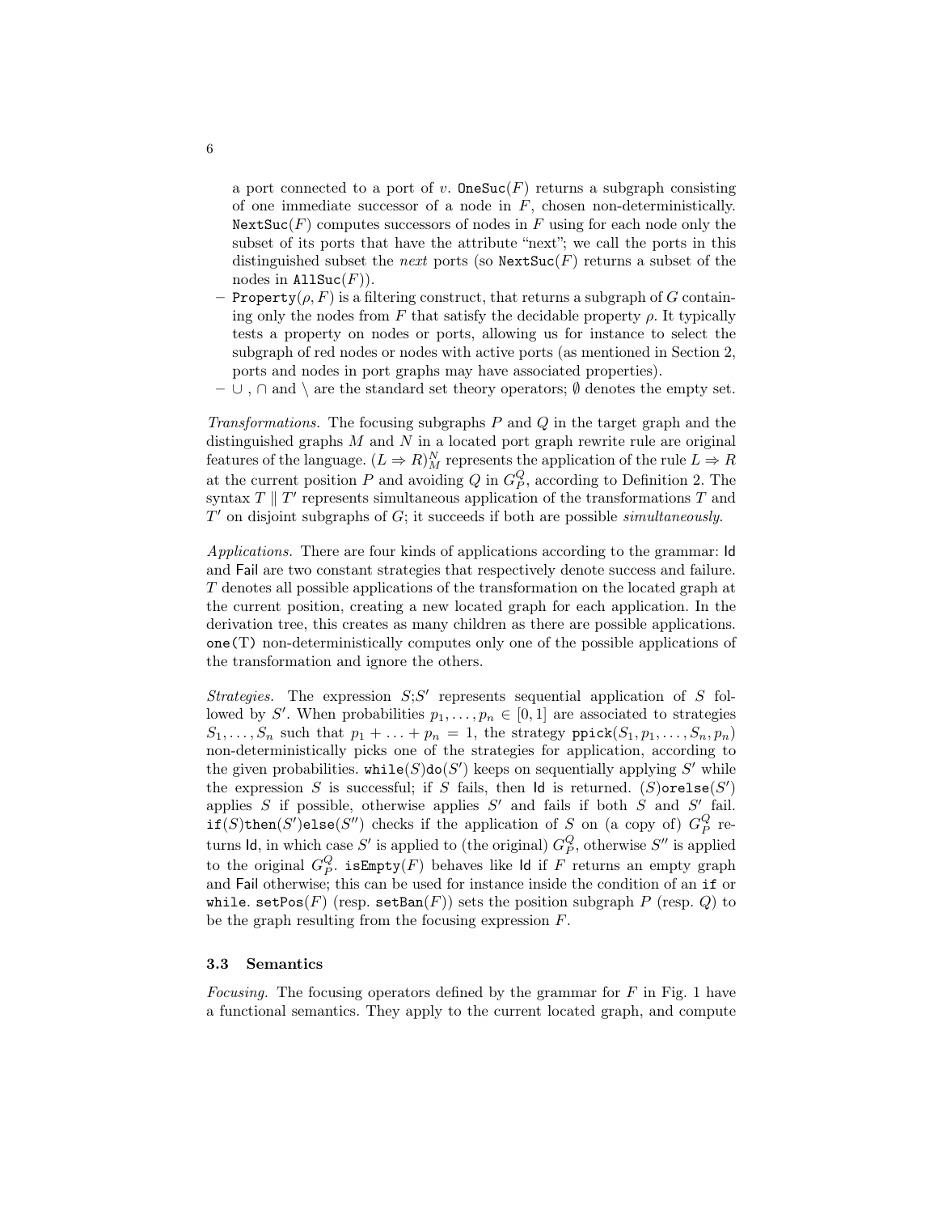a port connected to a port of $v$. `OneSuc`$(F)$ returns a subgraph consisting of one immediate successor of a node in $F$, chosen non-deterministically. `NextSuc`$(F)$ computes successors of nodes in $F$ using for each node only the subset of its ports that have the attribute "next"; we call the ports in this distinguished subset the *next* ports (so `NextSuc`$(F)$ returns a subset of the nodes in `AllSuc`$(F)$).

- `Property`$(\rho, F)$ is a filtering construct, that returns a subgraph of $G$ containing only the nodes from $F$ that satisfy the decidable property $\rho$. It typically tests a property on nodes or ports, allowing us for instance to select the subgraph of red nodes or nodes with active ports (as mentioned in Section 2, ports and nodes in port graphs may have associated properties).
- $\cup$ , $\cap$ and $\setminus$ are the standard set theory operators; $\emptyset$ denotes the empty set.

*Transformations.* The focusing subgraphs $P$ and $Q$ in the target graph and the distinguished graphs $M$ and $N$ in a located port graph rewrite rule are original features of the language. $(L \Rightarrow R)_M^N$ represents the application of the rule $L \Rightarrow R$ at the current position $P$ and avoiding $Q$ in $G_P^Q$, according to Definition 2. The syntax $T \parallel T'$ represents simultaneous application of the transformations $T$ and $T'$ on disjoint subgraphs of $G$; it succeeds if both are possible *simultaneously*.

*Applications.* There are four kinds of applications according to the grammar: $\mathsf{Id}$ and $\mathsf{Fail}$ are two constant strategies that respectively denote success and failure. $T$ denotes all possible applications of the transformation on the located graph at the current position, creating a new located graph for each application. In the derivation tree, this creates as many children as there are possible applications. `one(T)` non-deterministically computes only one of the possible applications of the transformation and ignore the others.

*Strategies.* The expression $S;S'$ represents sequential application of $S$ followed by $S'$. When probabilities $p_1, \dots, p_n \in [0, 1]$ are associated to strategies $S_1, \dots, S_n$ such that $p_1 + \dots + p_n = 1$, the strategy `ppick`$(S_1, p_1, \dots, S_n, p_n)$ non-deterministically picks one of the strategies for application, according to the given probabilities. `while`$(S)$`do`$(S')$ keeps on sequentially applying $S'$ while the expression $S$ is successful; if $S$ fails, then $\mathsf{Id}$ is returned. $(S)$`orelse`$(S')$ applies $S$ if possible, otherwise applies $S'$ and fails if both $S$ and $S'$ fail. `if`$(S)$`then`$(S')$`else`$(S'')$ checks if the application of $S$ on (a copy of) $G_P^Q$ returns $\mathsf{Id}$, in which case $S'$ is applied to (the original) $G_P^Q$, otherwise $S''$ is applied to the original $G_P^Q$. `isEmpty`$(F)$ behaves like $\mathsf{Id}$ if $F$ returns an empty graph and $\mathsf{Fail}$ otherwise; this can be used for instance inside the condition of an `if` or `while`. `setPos`$(F)$ (resp. `setBan`$(F)$) sets the position subgraph $P$ (resp. $Q$) to be the graph resulting from the focusing expression $F$.

### 3.3 Semantics

*Focusing.* The focusing operators defined by the grammar for $F$ in Fig. 1 have a functional semantics. They apply to the current located graph, and compute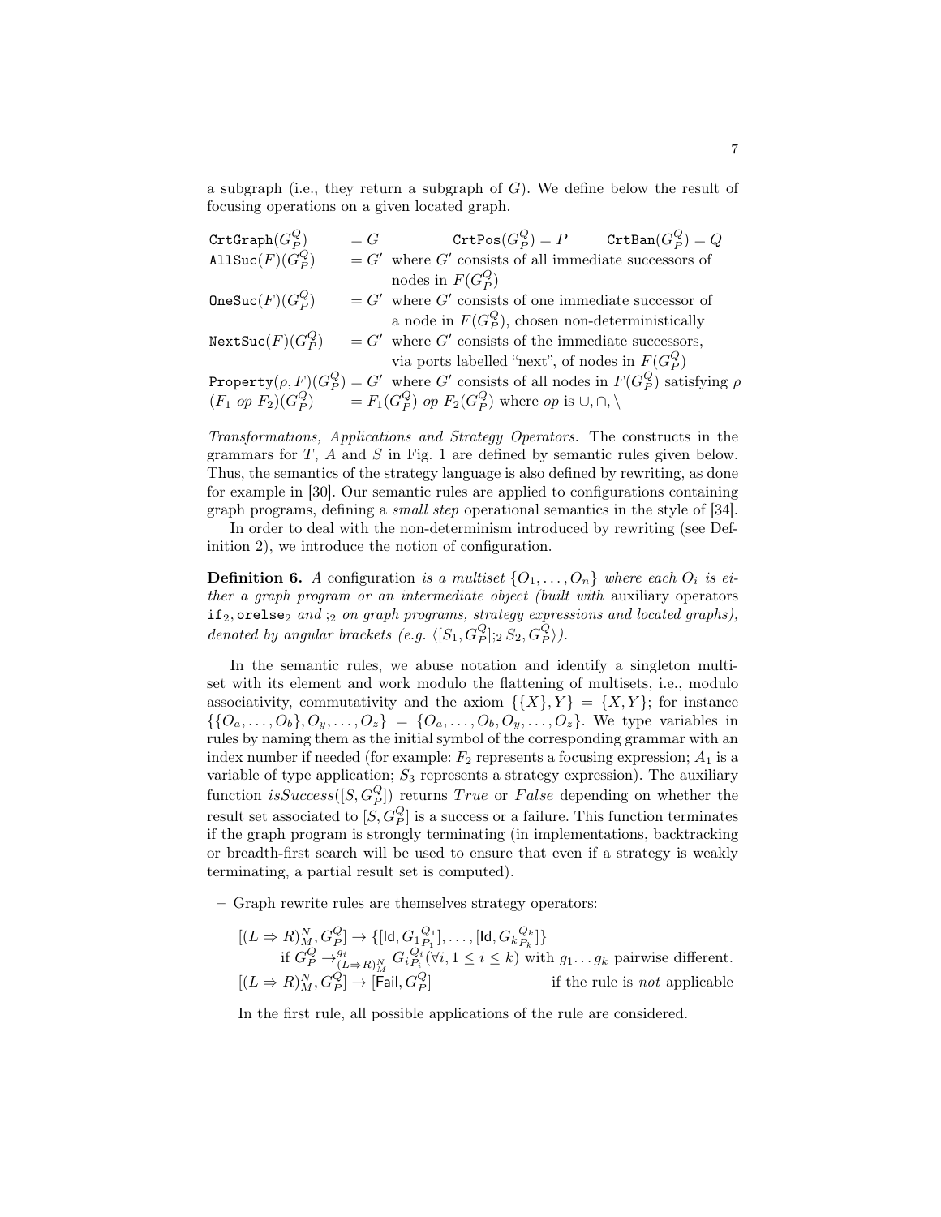a subgraph (i.e., they return a subgraph of $G$). We define below the result of focusing operations on a given located graph.

$$
\begin{array}{lll}
\texttt{CrtGraph}(G_P^Q) & = G & \qquad \texttt{CrtPos}(G_P^Q) = P \qquad \texttt{CrtBan}(G_P^Q) = Q \\
\texttt{AllSuc}(F)(G_P^Q) & = G' & \text{where } G' \text{ consists of all immediate successors of nodes in } F(G_P^Q) \\
\texttt{OneSuc}(F)(G_P^Q) & = G' & \text{where } G' \text{ consists of one immediate successor of a node in } F(G_P^Q) \text{, chosen non-deterministically} \\
\texttt{NextSuc}(F)(G_P^Q) & = G' & \text{where } G' \text{ consists of the immediate successors, via ports labelled ``next'', of nodes in } F(G_P^Q) \\
\texttt{Property}(\rho, F)(G_P^Q) & = G' & \text{where } G' \text{ consists of all nodes in } F(G_P^Q) \text{ satisfying } \rho \\
(F_1 \ op\ F_2)(G_P^Q) & = F_1(G_P^Q) \ op\ F_2(G_P^Q) & \text{where } op \text{ is } \cup, \cap, \setminus
\end{array}
$$

*Transformations, Applications and Strategy Operators.* The constructs in the grammars for $T$, $A$ and $S$ in Fig. 1 are defined by semantic rules given below. Thus, the semantics of the strategy language is also defined by rewriting, as done for example in [30]. Our semantic rules are applied to configurations containing graph programs, defining a *small step* operational semantics in the style of [34].

In order to deal with the non-determinism introduced by rewriting (see Definition 2), we introduce the notion of configuration.

**Definition 6.** *A* configuration *is a multiset* $\{O_1, \ldots, O_n\}$ *where each* $O_i$ *is either a graph program or an intermediate object (built with* auxiliary operators $\texttt{if}_2, \texttt{orelse}_2$ *and* $;_2$ *on graph programs, strategy expressions and located graphs), denoted by angular brackets (e.g.* $\langle [S_1, G_P^Q];_2 S_2, G_P^Q \rangle$*).*

In the semantic rules, we abuse notation and identify a singleton multiset with its element and work modulo the flattening of multisets, i.e., modulo associativity, commutativity and the axiom $\{\{X\}, Y\} = \{X, Y\}$; for instance $\{\{O_a, \ldots, O_b\}, O_y, \ldots, O_z\} = \{O_a, \ldots, O_b, O_y, \ldots, O_z\}$. We type variables in rules by naming them as the initial symbol of the corresponding grammar with an index number if needed (for example: $F_2$ represents a focusing expression; $A_1$ is a variable of type application; $S_3$ represents a strategy expression). The auxiliary function $isSuccess([S, G_P^Q])$ returns $True$ or $False$ depending on whether the result set associated to $[S, G_P^Q]$ is a success or a failure. This function terminates if the graph program is strongly terminating (in implementations, backtracking or breadth-first search will be used to ensure that even if a strategy is weakly terminating, a partial result set is computed).

– Graph rewrite rules are themselves strategy operators:

$$
\begin{array}{l}
[(L \Rightarrow R)_M^N, G_P^Q] \rightarrow \{[\mathsf{Id}, {G_1}_{P_1}^{Q_1}], \ldots, [\mathsf{Id}, {G_k}_{P_k}^{Q_k}]\} \\
\qquad \text{if } G_P^Q \rightarrow^{g_i}_{(L \Rightarrow R)_M^N} {G_i}_{P_i}^{Q_i} (\forall i, 1 \le i \le k) \text{ with } g_1 \ldots g_k \text{ pairwise different.} \\
[(L \Rightarrow R)_M^N, G_P^Q] \rightarrow [\mathsf{Fail}, G_P^Q] \qquad\qquad\qquad\qquad \text{if the rule is } \textit{not} \text{ applicable}
\end{array}
$$

In the first rule, all possible applications of the rule are considered.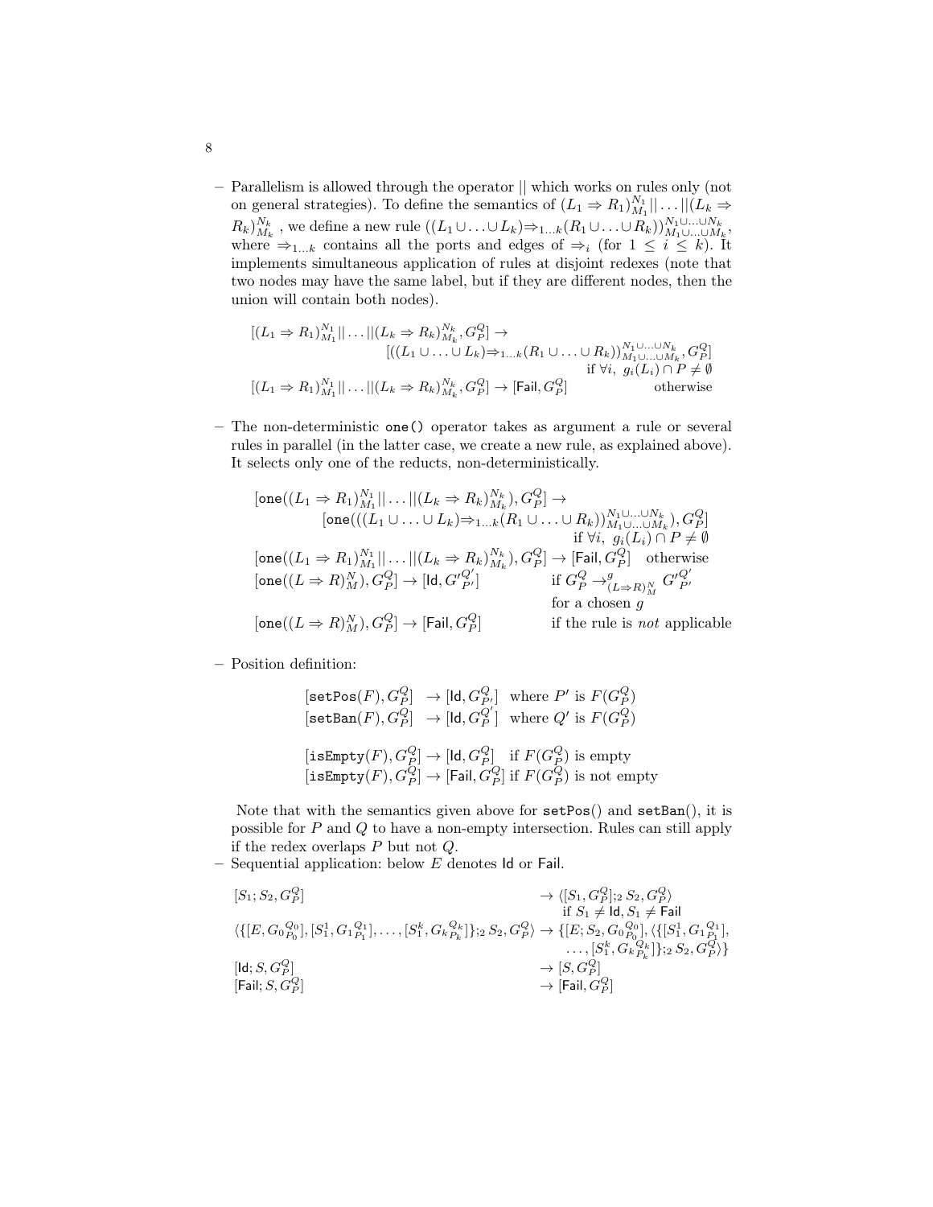- Parallelism is allowed through the operator $||$ which works on rules only (not on general strategies). To define the semantics of $(L_1 \Rightarrow R_1)^{N_1}_{M_1} || \ldots || (L_k \Rightarrow R_k)^{N_k}_{M_k}$, we define a new rule $((L_1 \cup \ldots \cup L_k) \Rightarrow_{1\ldots k} (R_1 \cup \ldots \cup R_k))^{N_1 \cup \ldots \cup N_k}_{M_1 \cup \ldots \cup M_k}$, where $\Rightarrow_{1\ldots k}$ contains all the ports and edges of $\Rightarrow_i$ (for $1 \leq i \leq k$). It implements simultaneous application of rules at disjoint redexes (note that two nodes may have the same label, but if they are different nodes, then the union will contain both nodes).

$$
\begin{array}{ll}
[(L_1 \Rightarrow R_1)^{N_1}_{M_1} || \ldots || (L_k \Rightarrow R_k)^{N_k}_{M_k}, G^Q_P] \rightarrow & \\
\qquad [((L_1 \cup \ldots \cup L_k) \Rightarrow_{1\ldots k} (R_1 \cup \ldots \cup R_k))^{N_1 \cup \ldots \cup N_k}_{M_1 \cup \ldots \cup M_k}, G^Q_P] & \\
\qquad \qquad \text{if } \forall i,\ g_i(L_i) \cap P \neq \emptyset & \\
[(L_1 \Rightarrow R_1)^{N_1}_{M_1} || \ldots || (L_k \Rightarrow R_k)^{N_k}_{M_k}, G^Q_P] \rightarrow [\mathsf{Fail}, G^Q_P] & \text{otherwise}
\end{array}
$$

- The non-deterministic `one()` operator takes as argument a rule or several rules in parallel (in the latter case, we create a new rule, as explained above). It selects only one of the reducts, non-deterministically.

$$
\begin{array}{ll}
[\texttt{one}((L_1 \Rightarrow R_1)^{N_1}_{M_1} || \ldots || (L_k \Rightarrow R_k)^{N_k}_{M_k}), G^Q_P] \rightarrow & \\
\qquad [\texttt{one}(((L_1 \cup \ldots \cup L_k) \Rightarrow_{1\ldots k} (R_1 \cup \ldots \cup R_k))^{N_1 \cup \ldots \cup N_k}_{M_1 \cup \ldots \cup M_k}), G^Q_P] & \\
\qquad \qquad \text{if } \forall i,\ g_i(L_i) \cap P \neq \emptyset & \\
[\texttt{one}((L_1 \Rightarrow R_1)^{N_1}_{M_1} || \ldots || (L_k \Rightarrow R_k)^{N_k}_{M_k}), G^Q_P] \rightarrow [\mathsf{Fail}, G^Q_P] & \text{otherwise} \\
[\texttt{one}((L \Rightarrow R)^N_M), G^Q_P] \rightarrow [\mathsf{Id}, G'^{Q'}_{P'}] & \text{if } G^Q_P \rightarrow^g_{(L \Rightarrow R)^N_M} G'^{Q'}_{P'} \\
& \text{for a chosen } g \\
[\texttt{one}((L \Rightarrow R)^N_M), G^Q_P] \rightarrow [\mathsf{Fail}, G^Q_P] & \text{if the rule is } \textit{not} \text{ applicable}
\end{array}
$$

- Position definition:

$$
\begin{array}{ll}
[\texttt{setPos}(F), G^Q_P] \rightarrow [\mathsf{Id}, G^Q_{P'}] & \text{where } P' \text{ is } F(G^Q_P) \\
[\texttt{setBan}(F), G^Q_P] \rightarrow [\mathsf{Id}, G^{Q'}_P] & \text{where } Q' \text{ is } F(G^Q_P) \\
& \\
[\texttt{isEmpty}(F), G^Q_P] \rightarrow [\mathsf{Id}, G^Q_P] & \text{if } F(G^Q_P) \text{ is empty} \\
[\texttt{isEmpty}(F), G^Q_P] \rightarrow [\mathsf{Fail}, G^Q_P] & \text{if } F(G^Q_P) \text{ is not empty}
\end{array}
$$

  Note that with the semantics given above for `setPos()` and `setBan()`, it is possible for $P$ and $Q$ to have a non-empty intersection. Rules can still apply if the redex overlaps $P$ but not $Q$.

- Sequential application: below $E$ denotes $\mathsf{Id}$ or $\mathsf{Fail}$.

$$
\begin{array}{ll}
[S_1; S_2, G^Q_P] & \rightarrow \langle [S_1, G^Q_P];_2 S_2, G^Q_P \rangle \\
& \quad \text{if } S_1 \neq \mathsf{Id}, S_1 \neq \mathsf{Fail} \\
\langle \{[E, G_0{}^{Q_0}_{P_0}], [S^1_1, G_1{}^{Q_1}_{P_1}], \ldots, [S^k_1, G_k{}^{Q_k}_{P_k}]\};_2 S_2, G^Q_P \rangle & \rightarrow \{[E; S_2, G_0{}^{Q_0}_{P_0}], \langle \{[S^1_1, G_1{}^{Q_1}_{P_1}], \\
& \quad \ldots, [S^k_1, G_k{}^{Q_k}_{P_k}]\};_2 S_2, G^Q_P \rangle \} \\
[\mathsf{Id}; S, G^Q_P] & \rightarrow [S, G^Q_P] \\
[\mathsf{Fail}; S, G^Q_P] & \rightarrow [\mathsf{Fail}, G^Q_P]
\end{array}
$$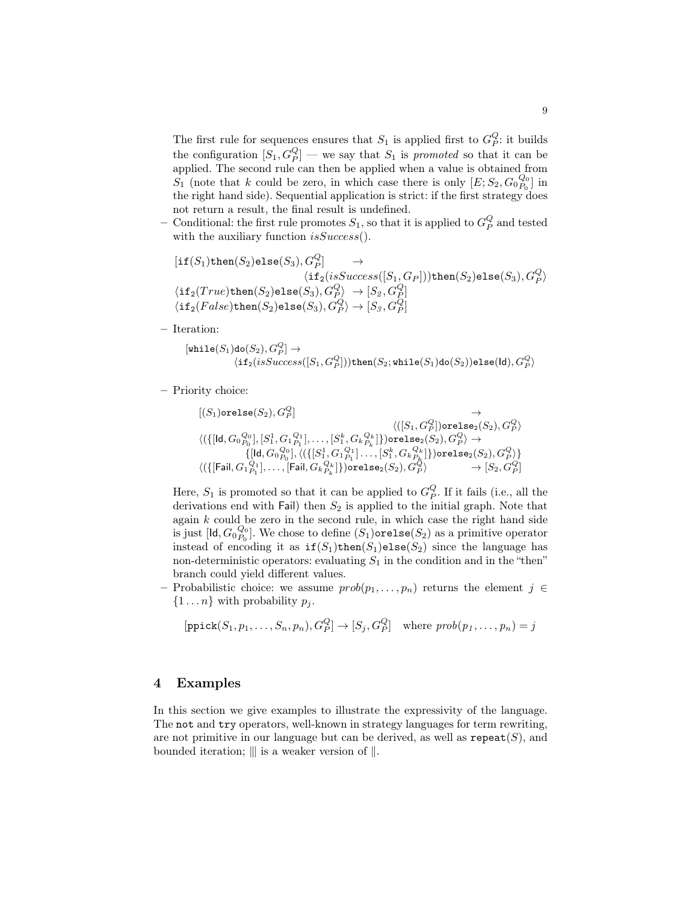The first rule for sequences ensures that $S_1$ is applied first to $G_P^Q$: it builds the configuration $[S_1, G_P^Q]$ — we say that $S_1$ is *promoted* so that it can be applied. The second rule can then be applied when a value is obtained from $S_1$ (note that $k$ could be zero, in which case there is only $[E; S_2, {G_0}_{P_0}^{Q_0}]$ in the right hand side). Sequential application is strict: if the first strategy does not return a result, the final result is undefined.

– Conditional: the first rule promotes $S_1$, so that it is applied to $G_P^Q$ and tested with the auxiliary function $isSuccess()$.

$$
\begin{array}{ll}
[\mathtt{if}(S_1)\mathtt{then}(S_2)\mathtt{else}(S_3), G_P^Q] & \rightarrow \\
& \langle \mathtt{if}_2(isSuccess([S_1, G_P]))\mathtt{then}(S_2)\mathtt{else}(S_3), G_P^Q\rangle \\
\langle \mathtt{if}_2(True)\mathtt{then}(S_2)\mathtt{else}(S_3), G_P^Q\rangle & \rightarrow [S_2, G_P^Q] \\
\langle \mathtt{if}_2(False)\mathtt{then}(S_2)\mathtt{else}(S_3), G_P^Q\rangle & \rightarrow [S_3, G_P^Q]
\end{array}
$$

– Iteration:

$$
\begin{array}{l}
[\mathtt{while}(S_1)\mathtt{do}(S_2), G_P^Q] \rightarrow \\
\qquad \langle \mathtt{if}_2(isSuccess([S_1, G_P^Q]))\mathtt{then}(S_2; \mathtt{while}(S_1)\mathtt{do}(S_2))\mathtt{else}(\mathsf{Id}), G_P^Q\rangle
\end{array}
$$

– Priority choice:

$$
\begin{array}{ll}
[(S_1)\mathtt{orelse}(S_2), G_P^Q] & \rightarrow \\
& \langle ([S_1, G_P^Q])\mathtt{orelse}_2(S_2), G_P^Q\rangle \\
\langle (\{[\mathsf{Id}, {G_0}_{P_0}^{Q_0}], [S_1^1, {G_1}_{P_1}^{Q_1}], \ldots, [S_1^k, {G_k}_{P_k}^{Q_k}]\})\mathtt{orelse}_2(S_2), G_P^Q\rangle & \rightarrow \\
\qquad \{[\mathsf{Id}, {G_0}_{P_0}^{Q_0}], \langle (\{[S_1^1, {G_1}_{P_1}^{Q_1}] \ldots, [S_1^k, {G_k}_{P_k}^{Q_k}]\})\mathtt{orelse}_2(S_2), G_P^Q\rangle\} & \\
\langle (\{[\mathsf{Fail}, {G_1}_{P_1}^{Q_1}], \ldots, [\mathsf{Fail}, {G_k}_{P_k}^{Q_k}]\})\mathtt{orelse}_2(S_2), G_P^Q\rangle & \rightarrow [S_2, G_P^Q]
\end{array}
$$

Here, $S_1$ is promoted so that it can be applied to $G_P^Q$. If it fails (i.e., all the derivations end with $\mathsf{Fail}$) then $S_2$ is applied to the initial graph. Note that again $k$ could be zero in the second rule, in which case the right hand side is just $[\mathsf{Id}, {G_0}_{P_0}^{Q_0}]$. We chose to define $(S_1)\mathtt{orelse}(S_2)$ as a primitive operator instead of encoding it as $\mathtt{if}(S_1)\mathtt{then}(S_1)\mathtt{else}(S_2)$ since the language has non-deterministic operators: evaluating $S_1$ in the condition and in the "then" branch could yield different values.

– Probabilistic choice: we assume $prob(p_1, \ldots, p_n)$ returns the element $j \in \{1 \ldots n\}$ with probability $p_j$.

$$
[\mathtt{ppick}(S_1, p_1, \ldots, S_n, p_n), G_P^Q] \rightarrow [S_j, G_P^Q] \quad \text{where } prob(p_1, \ldots, p_n) = j
$$

## 4 Examples

In this section we give examples to illustrate the expressivity of the language. The `not` and `try` operators, well-known in strategy languages for term rewriting, are not primitive in our language but can be derived, as well as $\mathtt{repeat}(S)$, and bounded iteration; $|||$ is a weaker version of $\|$.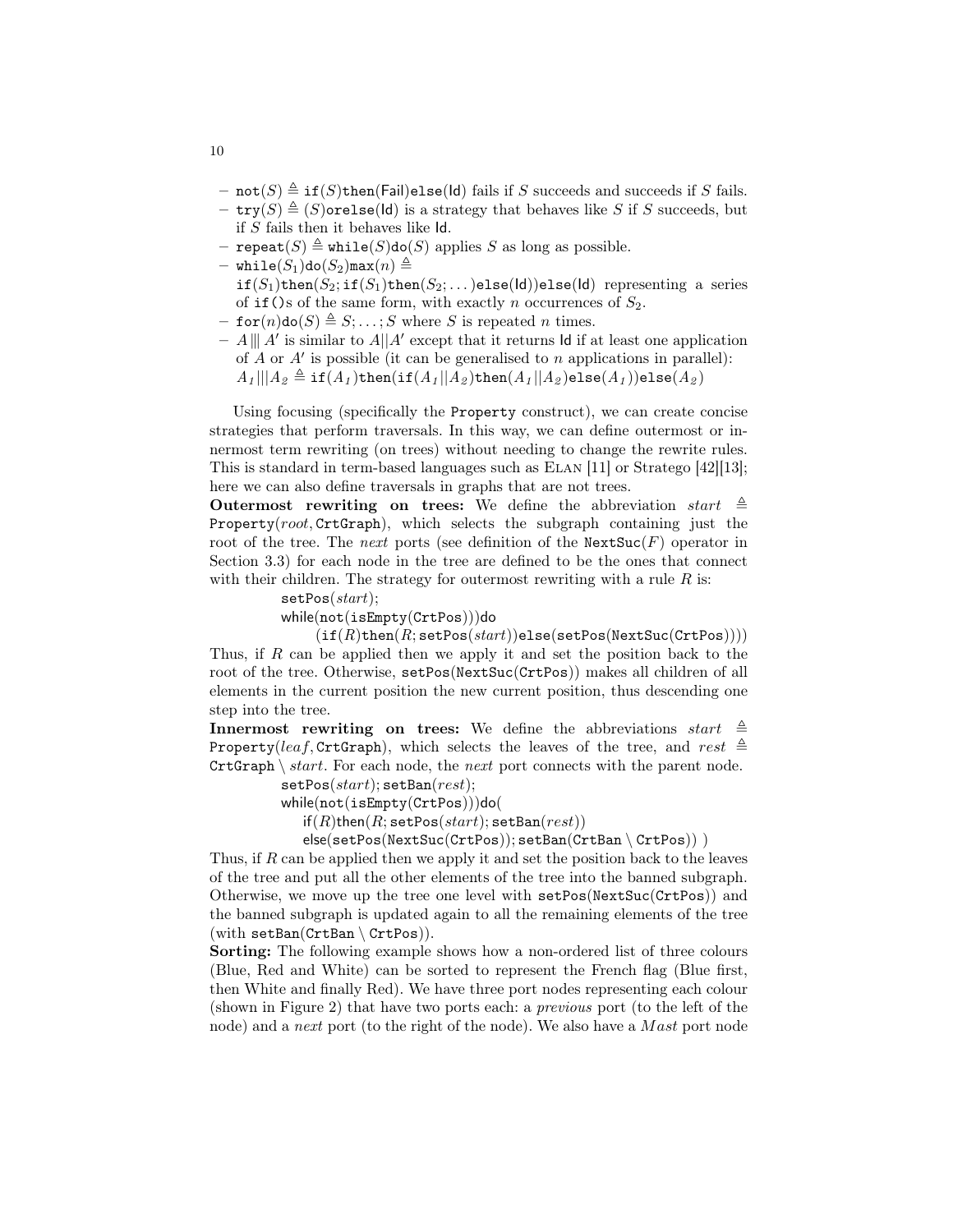- $\texttt{not}(S) \triangleq \texttt{if}(S)\texttt{then}(\mathsf{Fail})\texttt{else}(\mathsf{Id})$ fails if $S$ succeeds and succeeds if $S$ fails.
- $\texttt{try}(S) \triangleq (S)\texttt{orelse}(\mathsf{Id})$ is a strategy that behaves like $S$ if $S$ succeeds, but if $S$ fails then it behaves like $\mathsf{Id}$.
- $\texttt{repeat}(S) \triangleq \texttt{while}(S)\texttt{do}(S)$ applies $S$ as long as possible.
- $\texttt{while}(S_1)\texttt{do}(S_2)\texttt{max}(n) \triangleq$ $\texttt{if}(S_1)\texttt{then}(S_2; \texttt{if}(S_1)\texttt{then}(S_2; \dots)\texttt{else}(\mathsf{Id}))\texttt{else}(\mathsf{Id})$ representing a series of `if()`s of the same form, with exactly $n$ occurrences of $S_2$.
- $\texttt{for}(n)\texttt{do}(S) \triangleq S; \dots; S$ where $S$ is repeated $n$ times.
- $A \mathbin{|||} A'$ is similar to $A||A'$ except that it returns $\mathsf{Id}$ if at least one application of $A$ or $A'$ is possible (it can be generalised to $n$ applications in parallel): $A_1 \mathbin{|||} A_2 \triangleq \texttt{if}(A_1)\texttt{then}(\texttt{if}(A_1||A_2)\texttt{then}(A_1||A_2)\texttt{else}(A_1))\texttt{else}(A_2)$

Using focusing (specifically the `Property` construct), we can create concise strategies that perform traversals. In this way, we can define outermost or innermost term rewriting (on trees) without needing to change the rewrite rules. This is standard in term-based languages such as ELAN [11] or Stratego [42][13]; here we can also define traversals in graphs that are not trees.

**Outermost rewriting on trees:** We define the abbreviation $start \triangleq \texttt{Property}(root, \texttt{CrtGraph})$, which selects the subgraph containing just the root of the tree. The *next* ports (see definition of the $\texttt{NextSuc}(F)$ operator in Section 3.3) for each node in the tree are defined to be the ones that connect with their children. The strategy for outermost rewriting with a rule $R$ is:

$\texttt{setPos}(start);$
$\texttt{while}(\texttt{not}(\texttt{isEmpty}(\texttt{CrtPos})))\texttt{do}$
$\quad(\texttt{if}(R)\texttt{then}(R; \texttt{setPos}(start))\texttt{else}(\texttt{setPos}(\texttt{NextSuc}(\texttt{CrtPos}))))$

Thus, if $R$ can be applied then we apply it and set the position back to the root of the tree. Otherwise, `setPos(NextSuc(CrtPos))` makes all children of all elements in the current position the new current position, thus descending one step into the tree.

**Innermost rewriting on trees:** We define the abbreviations $start \triangleq \texttt{Property}(leaf, \texttt{CrtGraph})$, which selects the leaves of the tree, and $rest \triangleq \texttt{CrtGraph} \setminus start$. For each node, the *next* port connects with the parent node.

$\texttt{setPos}(start); \texttt{setBan}(rest);$
$\texttt{while}(\texttt{not}(\texttt{isEmpty}(\texttt{CrtPos})))\texttt{do}($
$\quad\texttt{if}(R)\texttt{then}(R; \texttt{setPos}(start); \texttt{setBan}(rest))$
$\quad\texttt{else}(\texttt{setPos}(\texttt{NextSuc}(\texttt{CrtPos})); \texttt{setBan}(\texttt{CrtBan} \setminus \texttt{CrtPos}))\ )$

Thus, if $R$ can be applied then we apply it and set the position back to the leaves of the tree and put all the other elements of the tree into the banned subgraph. Otherwise, we move up the tree one level with `setPos(NextSuc(CrtPos))` and the banned subgraph is updated again to all the remaining elements of the tree (with $\texttt{setBan}(\texttt{CrtBan} \setminus \texttt{CrtPos})$).

**Sorting:** The following example shows how a non-ordered list of three colours (Blue, Red and White) can be sorted to represent the French flag (Blue first, then White and finally Red). We have three port nodes representing each colour (shown in Figure 2) that have two ports each: a *previous* port (to the left of the node) and a *next* port (to the right of the node). We also have a $Mast$ port node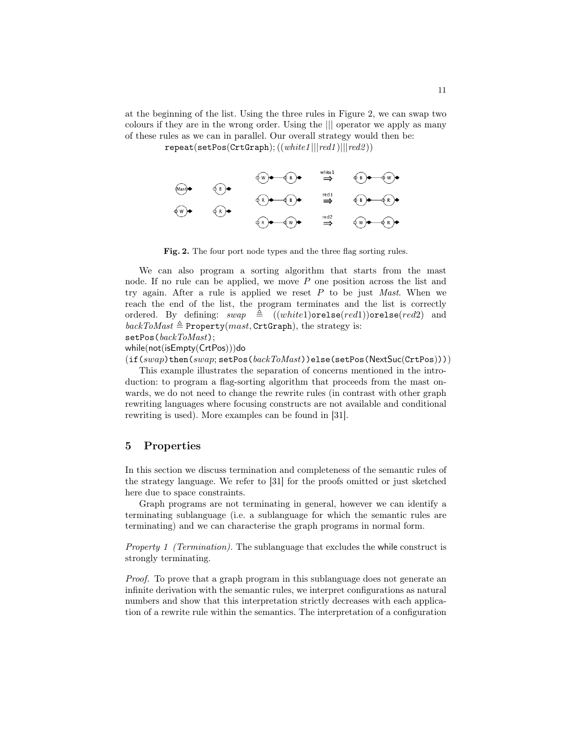at the beginning of the list. Using the three rules in Figure 2, we can swap two colours if they are in the wrong order. Using the ||| operator we apply as many of these rules as we can in parallel. Our overall strategy would then be:

repeat(setPos(CrtGraph); ((*white1*|||*red1*)|||*red2*))

**Fig. 2.** The four port node types and the three flag sorting rules.

We can also program a sorting algorithm that starts from the mast node. If no rule can be applied, we move $P$ one position across the list and try again. After a rule is applied we reset $P$ to be just *Mast*. When we reach the end of the list, the program terminates and the list is correctly ordered. By defining: $swap \triangleq ((white1)\texttt{orelse}(red1))\texttt{orelse}(red2)$ and $backToMast \triangleq \texttt{Property}(mast, \texttt{CrtGraph})$, the strategy is:

```
setPos(backToMast);
while(not(isEmpty(CrtPos)))do
(if(swap)then(swap; setPos(backToMast))else(setPos(NextSuc(CrtPos))))
```

This example illustrates the separation of concerns mentioned in the introduction: to program a flag-sorting algorithm that proceeds from the mast onwards, we do not need to change the rewrite rules (in contrast with other graph rewriting languages where focusing constructs are not available and conditional rewriting is used). More examples can be found in [31].

## 5 Properties

In this section we discuss termination and completeness of the semantic rules of the strategy language. We refer to [31] for the proofs omitted or just sketched here due to space constraints.

Graph programs are not terminating in general, however we can identify a terminating sublanguage (i.e. a sublanguage for which the semantic rules are terminating) and we can characterise the graph programs in normal form.

*Property 1 (Termination).* The sublanguage that excludes the while construct is strongly terminating.

*Proof.* To prove that a graph program in this sublanguage does not generate an infinite derivation with the semantic rules, we interpret configurations as natural numbers and show that this interpretation strictly decreases with each application of a rewrite rule within the semantics. The interpretation of a configuration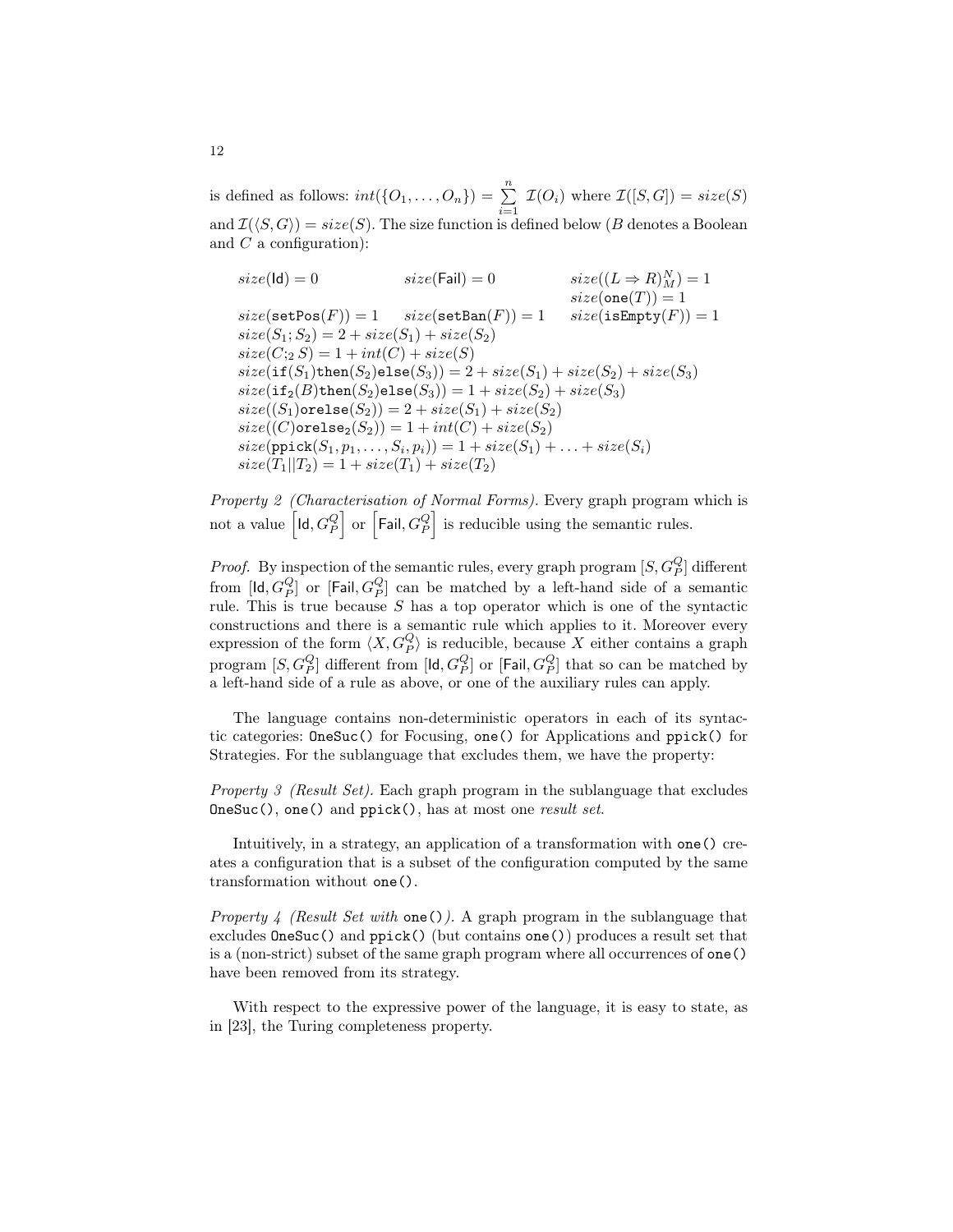is defined as follows: $int(\{O_1, \ldots, O_n\}) = \sum_{i=1}^{n} \mathcal{I}(O_i)$ where $\mathcal{I}([S, G]) = size(S)$ and $\mathcal{I}(\langle S, G \rangle) = size(S)$. The size function is defined below ($B$ denotes a Boolean and $C$ a configuration):

$$
\begin{array}{lll}
size(\mathsf{Id}) = 0 & size(\mathsf{Fail}) = 0 & size((L \Rightarrow R)_M^N) = 1 \\
 & & size(\mathtt{one}(T)) = 1 \\
size(\mathtt{setPos}(F)) = 1 & size(\mathtt{setBan}(F)) = 1 & size(\mathtt{isEmpty}(F)) = 1 \\
\multicolumn{3}{l}{size(S_1; S_2) = 2 + size(S_1) + size(S_2)} \\
\multicolumn{3}{l}{size(C;_2 S) = 1 + int(C) + size(S)} \\
\multicolumn{3}{l}{size(\mathtt{if}(S_1)\mathtt{then}(S_2)\mathtt{else}(S_3)) = 2 + size(S_1) + size(S_2) + size(S_3)} \\
\multicolumn{3}{l}{size(\mathtt{if_2}(B)\mathtt{then}(S_2)\mathtt{else}(S_3)) = 1 + size(S_2) + size(S_3)} \\
\multicolumn{3}{l}{size((S_1)\mathtt{orelse}(S_2)) = 2 + size(S_1) + size(S_2)} \\
\multicolumn{3}{l}{size((C)\mathtt{orelse_2}(S_2)) = 1 + int(C) + size(S_2)} \\
\multicolumn{3}{l}{size(\mathtt{ppick}(S_1, p_1, \ldots, S_i, p_i)) = 1 + size(S_1) + \ldots + size(S_i)} \\
\multicolumn{3}{l}{size(T_1 || T_2) = 1 + size(T_1) + size(T_2)}
\end{array}
$$

*Property 2 (Characterisation of Normal Forms).* Every graph program which is not a value $\left[\mathsf{Id}, G_P^Q\right]$ or $\left[\mathsf{Fail}, G_P^Q\right]$ is reducible using the semantic rules.

*Proof.* By inspection of the semantic rules, every graph program $[S, G_P^Q]$ different from $[\mathsf{Id}, G_P^Q]$ or $[\mathsf{Fail}, G_P^Q]$ can be matched by a left-hand side of a semantic rule. This is true because $S$ has a top operator which is one of the syntactic constructions and there is a semantic rule which applies to it. Moreover every expression of the form $\langle X, G_P^Q \rangle$ is reducible, because $X$ either contains a graph program $[S, G_P^Q]$ different from $[\mathsf{Id}, G_P^Q]$ or $[\mathsf{Fail}, G_P^Q]$ that so can be matched by a left-hand side of a rule as above, or one of the auxiliary rules can apply.

The language contains non-deterministic operators in each of its syntactic categories: `OneSuc()` for Focusing, `one()` for Applications and `ppick()` for Strategies. For the sublanguage that excludes them, we have the property:

*Property 3 (Result Set).* Each graph program in the sublanguage that excludes `OneSuc()`, `one()` and `ppick()`, has at most one *result set*.

Intuitively, in a strategy, an application of a transformation with `one()` creates a configuration that is a subset of the configuration computed by the same transformation without `one()`.

*Property 4 (Result Set with* `one()`*).* A graph program in the sublanguage that excludes `OneSuc()` and `ppick()` (but contains `one()`) produces a result set that is a (non-strict) subset of the same graph program where all occurrences of `one()` have been removed from its strategy.

With respect to the expressive power of the language, it is easy to state, as in [23], the Turing completeness property.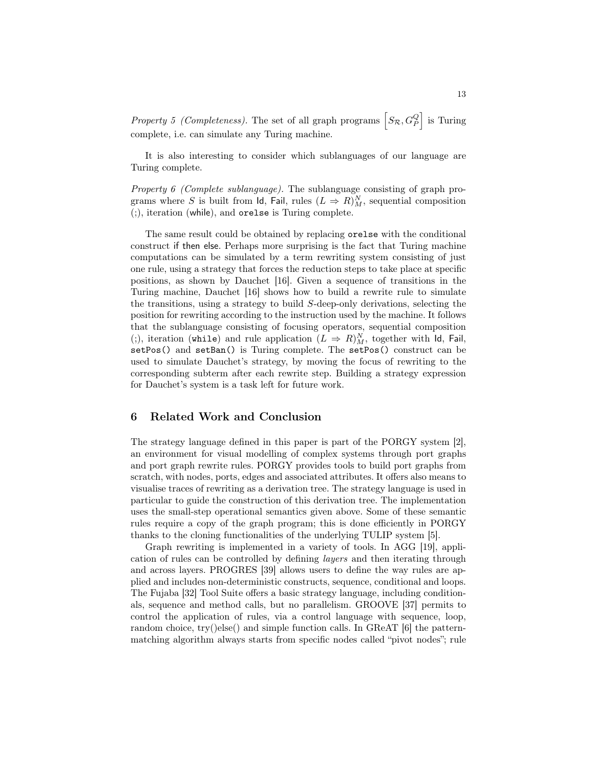*Property 5 (Completeness).* The set of all graph programs $\left[S_{\mathcal{R}}, G_P^Q\right]$ is Turing complete, i.e. can simulate any Turing machine.

It is also interesting to consider which sublanguages of our language are Turing complete.

*Property 6 (Complete sublanguage).* The sublanguage consisting of graph programs where $S$ is built from Id, Fail, rules $(L \Rightarrow R)_M^N$, sequential composition (;), iteration (while), and `orelse` is Turing complete.

The same result could be obtained by replacing `orelse` with the conditional construct if then else. Perhaps more surprising is the fact that Turing machine computations can be simulated by a term rewriting system consisting of just one rule, using a strategy that forces the reduction steps to take place at specific positions, as shown by Dauchet [16]. Given a sequence of transitions in the Turing machine, Dauchet [16] shows how to build a rewrite rule to simulate the transitions, using a strategy to build $S$-deep-only derivations, selecting the position for rewriting according to the instruction used by the machine. It follows that the sublanguage consisting of focusing operators, sequential composition (;), iteration (`while`) and rule application $(L \Rightarrow R)_M^N$, together with Id, Fail, `setPos()` and `setBan()` is Turing complete. The `setPos()` construct can be used to simulate Dauchet's strategy, by moving the focus of rewriting to the corresponding subterm after each rewrite step. Building a strategy expression for Dauchet's system is a task left for future work.

## 6 Related Work and Conclusion

The strategy language defined in this paper is part of the PORGY system [2], an environment for visual modelling of complex systems through port graphs and port graph rewrite rules. PORGY provides tools to build port graphs from scratch, with nodes, ports, edges and associated attributes. It offers also means to visualise traces of rewriting as a derivation tree. The strategy language is used in particular to guide the construction of this derivation tree. The implementation uses the small-step operational semantics given above. Some of these semantic rules require a copy of the graph program; this is done efficiently in PORGY thanks to the cloning functionalities of the underlying TULIP system [5].

Graph rewriting is implemented in a variety of tools. In AGG [19], application of rules can be controlled by defining *layers* and then iterating through and across layers. PROGRES [39] allows users to define the way rules are applied and includes non-deterministic constructs, sequence, conditional and loops. The Fujaba [32] Tool Suite offers a basic strategy language, including conditionals, sequence and method calls, but no parallelism. GROOVE [37] permits to control the application of rules, via a control language with sequence, loop, random choice, try()else() and simple function calls. In GReAT [6] the pattern-matching algorithm always starts from specific nodes called "pivot nodes"; rule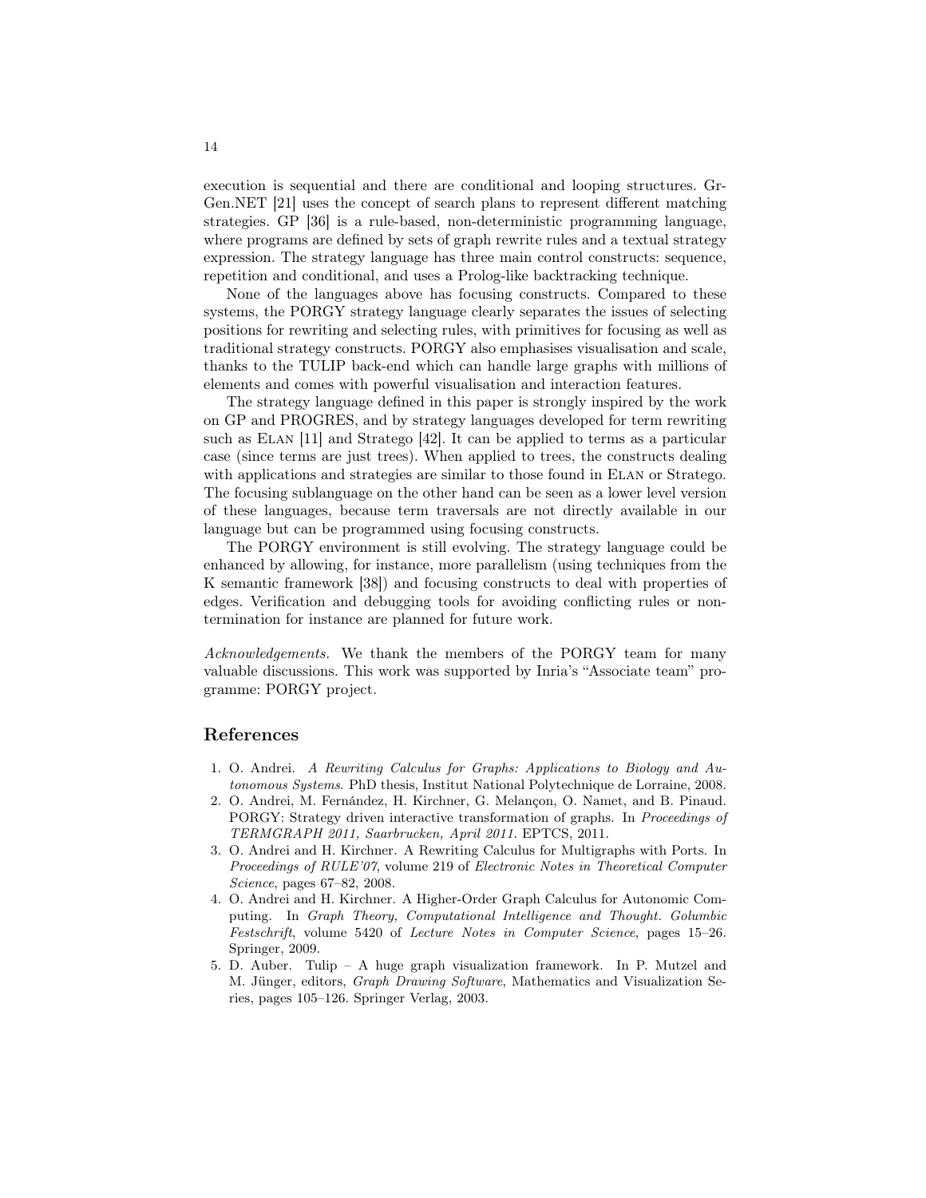execution is sequential and there are conditional and looping structures. GrGen.NET [21] uses the concept of search plans to represent different matching strategies. GP [36] is a rule-based, non-deterministic programming language, where programs are defined by sets of graph rewrite rules and a textual strategy expression. The strategy language has three main control constructs: sequence, repetition and conditional, and uses a Prolog-like backtracking technique.

None of the languages above has focusing constructs. Compared to these systems, the PORGY strategy language clearly separates the issues of selecting positions for rewriting and selecting rules, with primitives for focusing as well as traditional strategy constructs. PORGY also emphasises visualisation and scale, thanks to the TULIP back-end which can handle large graphs with millions of elements and comes with powerful visualisation and interaction features.

The strategy language defined in this paper is strongly inspired by the work on GP and PROGRES, and by strategy languages developed for term rewriting such as Elan [11] and Stratego [42]. It can be applied to terms as a particular case (since terms are just trees). When applied to trees, the constructs dealing with applications and strategies are similar to those found in Elan or Stratego. The focusing sublanguage on the other hand can be seen as a lower level version of these languages, because term traversals are not directly available in our language but can be programmed using focusing constructs.

The PORGY environment is still evolving. The strategy language could be enhanced by allowing, for instance, more parallelism (using techniques from the K semantic framework [38]) and focusing constructs to deal with properties of edges. Verification and debugging tools for avoiding conflicting rules or non-termination for instance are planned for future work.

*Acknowledgements.* We thank the members of the PORGY team for many valuable discussions. This work was supported by Inria's "Associate team" programme: PORGY project.

## References

1. O. Andrei. *A Rewriting Calculus for Graphs: Applications to Biology and Autonomous Systems.* PhD thesis, Institut National Polytechnique de Lorraine, 2008.
2. O. Andrei, M. Fernández, H. Kirchner, G. Melançon, O. Namet, and B. Pinaud. PORGY: Strategy driven interactive transformation of graphs. In *Proceedings of TERMGRAPH 2011, Saarbrucken, April 2011.* EPTCS, 2011.
3. O. Andrei and H. Kirchner. A Rewriting Calculus for Multigraphs with Ports. In *Proceedings of RULE'07*, volume 219 of *Electronic Notes in Theoretical Computer Science*, pages 67–82, 2008.
4. O. Andrei and H. Kirchner. A Higher-Order Graph Calculus for Autonomic Computing. In *Graph Theory, Computational Intelligence and Thought. Golumbic Festschrift*, volume 5420 of *Lecture Notes in Computer Science*, pages 15–26. Springer, 2009.
5. D. Auber. Tulip – A huge graph visualization framework. In P. Mutzel and M. Jünger, editors, *Graph Drawing Software*, Mathematics and Visualization Series, pages 105–126. Springer Verlag, 2003.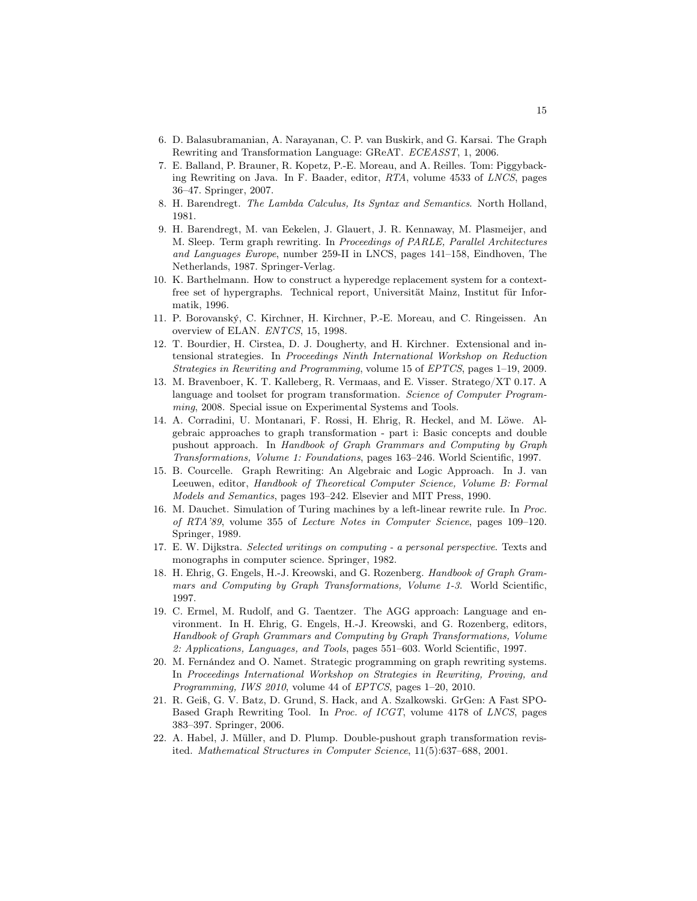6. D. Balasubramanian, A. Narayanan, C. P. van Buskirk, and G. Karsai. The Graph Rewriting and Transformation Language: GReAT. *ECEASST*, 1, 2006.
7. E. Balland, P. Brauner, R. Kopetz, P.-E. Moreau, and A. Reilles. Tom: Piggybacking Rewriting on Java. In F. Baader, editor, *RTA*, volume 4533 of *LNCS*, pages 36–47. Springer, 2007.
8. H. Barendregt. *The Lambda Calculus, Its Syntax and Semantics*. North Holland, 1981.
9. H. Barendregt, M. van Eekelen, J. Glauert, J. R. Kennaway, M. Plasmeijer, and M. Sleep. Term graph rewriting. In *Proceedings of PARLE, Parallel Architectures and Languages Europe*, number 259-II in LNCS, pages 141–158, Eindhoven, The Netherlands, 1987. Springer-Verlag.
10. K. Barthelmann. How to construct a hyperedge replacement system for a context-free set of hypergraphs. Technical report, Universität Mainz, Institut für Informatik, 1996.
11. P. Borovanský, C. Kirchner, H. Kirchner, P.-E. Moreau, and C. Ringeissen. An overview of ELAN. *ENTCS*, 15, 1998.
12. T. Bourdier, H. Cirstea, D. J. Dougherty, and H. Kirchner. Extensional and intensional strategies. In *Proceedings Ninth International Workshop on Reduction Strategies in Rewriting and Programming*, volume 15 of *EPTCS*, pages 1–19, 2009.
13. M. Bravenboer, K. T. Kalleberg, R. Vermaas, and E. Visser. Stratego/XT 0.17. A language and toolset for program transformation. *Science of Computer Programming*, 2008. Special issue on Experimental Systems and Tools.
14. A. Corradini, U. Montanari, F. Rossi, H. Ehrig, R. Heckel, and M. Löwe. Algebraic approaches to graph transformation - part i: Basic concepts and double pushout approach. In *Handbook of Graph Grammars and Computing by Graph Transformations, Volume 1: Foundations*, pages 163–246. World Scientific, 1997.
15. B. Courcelle. Graph Rewriting: An Algebraic and Logic Approach. In J. van Leeuwen, editor, *Handbook of Theoretical Computer Science, Volume B: Formal Models and Semantics*, pages 193–242. Elsevier and MIT Press, 1990.
16. M. Dauchet. Simulation of Turing machines by a left-linear rewrite rule. In *Proc. of RTA'89*, volume 355 of *Lecture Notes in Computer Science*, pages 109–120. Springer, 1989.
17. E. W. Dijkstra. *Selected writings on computing - a personal perspective*. Texts and monographs in computer science. Springer, 1982.
18. H. Ehrig, G. Engels, H.-J. Kreowski, and G. Rozenberg. *Handbook of Graph Grammars and Computing by Graph Transformations, Volume 1-3*. World Scientific, 1997.
19. C. Ermel, M. Rudolf, and G. Taentzer. The AGG approach: Language and environment. In H. Ehrig, G. Engels, H.-J. Kreowski, and G. Rozenberg, editors, *Handbook of Graph Grammars and Computing by Graph Transformations, Volume 2: Applications, Languages, and Tools*, pages 551–603. World Scientific, 1997.
20. M. Fernández and O. Namet. Strategic programming on graph rewriting systems. In *Proceedings International Workshop on Strategies in Rewriting, Proving, and Programming, IWS 2010*, volume 44 of *EPTCS*, pages 1–20, 2010.
21. R. Geiß, G. V. Batz, D. Grund, S. Hack, and A. Szalkowski. GrGen: A Fast SPO-Based Graph Rewriting Tool. In *Proc. of ICGT*, volume 4178 of *LNCS*, pages 383–397. Springer, 2006.
22. A. Habel, J. Müller, and D. Plump. Double-pushout graph transformation revisited. *Mathematical Structures in Computer Science*, 11(5):637–688, 2001.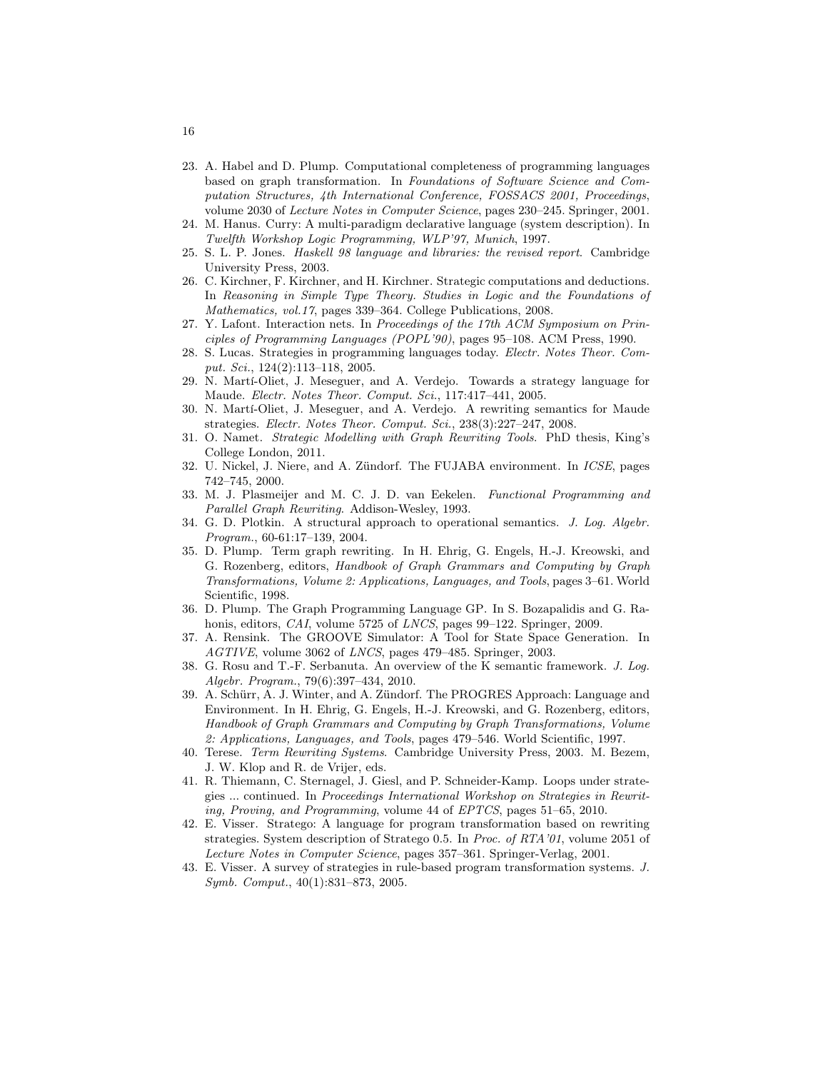23. A. Habel and D. Plump. Computational completeness of programming languages based on graph transformation. In *Foundations of Software Science and Computation Structures, 4th International Conference, FOSSACS 2001, Proceedings*, volume 2030 of *Lecture Notes in Computer Science*, pages 230–245. Springer, 2001.
24. M. Hanus. Curry: A multi-paradigm declarative language (system description). In *Twelfth Workshop Logic Programming, WLP'97, Munich*, 1997.
25. S. L. P. Jones. *Haskell 98 language and libraries: the revised report*. Cambridge University Press, 2003.
26. C. Kirchner, F. Kirchner, and H. Kirchner. Strategic computations and deductions. In *Reasoning in Simple Type Theory. Studies in Logic and the Foundations of Mathematics, vol.17*, pages 339–364. College Publications, 2008.
27. Y. Lafont. Interaction nets. In *Proceedings of the 17th ACM Symposium on Principles of Programming Languages (POPL'90)*, pages 95–108. ACM Press, 1990.
28. S. Lucas. Strategies in programming languages today. *Electr. Notes Theor. Comput. Sci.*, 124(2):113–118, 2005.
29. N. Martí-Oliet, J. Meseguer, and A. Verdejo. Towards a strategy language for Maude. *Electr. Notes Theor. Comput. Sci.*, 117:417–441, 2005.
30. N. Martí-Oliet, J. Meseguer, and A. Verdejo. A rewriting semantics for Maude strategies. *Electr. Notes Theor. Comput. Sci.*, 238(3):227–247, 2008.
31. O. Namet. *Strategic Modelling with Graph Rewriting Tools*. PhD thesis, King's College London, 2011.
32. U. Nickel, J. Niere, and A. Zündorf. The FUJABA environment. In *ICSE*, pages 742–745, 2000.
33. M. J. Plasmeijer and M. C. J. D. van Eekelen. *Functional Programming and Parallel Graph Rewriting*. Addison-Wesley, 1993.
34. G. D. Plotkin. A structural approach to operational semantics. *J. Log. Algebr. Program.*, 60-61:17–139, 2004.
35. D. Plump. Term graph rewriting. In H. Ehrig, G. Engels, H.-J. Kreowski, and G. Rozenberg, editors, *Handbook of Graph Grammars and Computing by Graph Transformations, Volume 2: Applications, Languages, and Tools*, pages 3–61. World Scientific, 1998.
36. D. Plump. The Graph Programming Language GP. In S. Bozapalidis and G. Rahonis, editors, *CAI*, volume 5725 of *LNCS*, pages 99–122. Springer, 2009.
37. A. Rensink. The GROOVE Simulator: A Tool for State Space Generation. In *AGTIVE*, volume 3062 of *LNCS*, pages 479–485. Springer, 2003.
38. G. Rosu and T.-F. Serbanuta. An overview of the K semantic framework. *J. Log. Algebr. Program.*, 79(6):397–434, 2010.
39. A. Schürr, A. J. Winter, and A. Zündorf. The PROGRES Approach: Language and Environment. In H. Ehrig, G. Engels, H.-J. Kreowski, and G. Rozenberg, editors, *Handbook of Graph Grammars and Computing by Graph Transformations, Volume 2: Applications, Languages, and Tools*, pages 479–546. World Scientific, 1997.
40. Terese. *Term Rewriting Systems*. Cambridge University Press, 2003. M. Bezem, J. W. Klop and R. de Vrijer, eds.
41. R. Thiemann, C. Sternagel, J. Giesl, and P. Schneider-Kamp. Loops under strategies ... continued. In *Proceedings International Workshop on Strategies in Rewriting, Proving, and Programming*, volume 44 of *EPTCS*, pages 51–65, 2010.
42. E. Visser. Stratego: A language for program transformation based on rewriting strategies. System description of Stratego 0.5. In *Proc. of RTA'01*, volume 2051 of *Lecture Notes in Computer Science*, pages 357–361. Springer-Verlag, 2001.
43. E. Visser. A survey of strategies in rule-based program transformation systems. *J. Symb. Comput.*, 40(1):831–873, 2005.